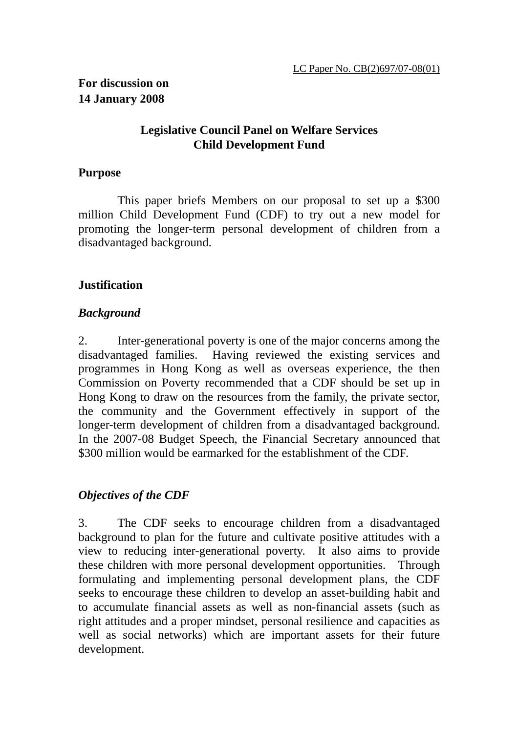LC Paper No. CB(2)697/07-08(01)

**For discussion on**
**14 January 2008**

**Legislative Council Panel on Welfare Services**
**Child Development Fund**

## Purpose

This paper briefs Members on our proposal to set up a $300 million Child Development Fund (CDF) to try out a new model for promoting the longer-term personal development of children from a disadvantaged background.

## Justification

### *Background*

2. Inter-generational poverty is one of the major concerns among the disadvantaged families. Having reviewed the existing services and programmes in Hong Kong as well as overseas experience, the then Commission on Poverty recommended that a CDF should be set up in Hong Kong to draw on the resources from the family, the private sector, the community and the Government effectively in support of the longer-term development of children from a disadvantaged background. In the 2007-08 Budget Speech, the Financial Secretary announced that $300 million would be earmarked for the establishment of the CDF.

### *Objectives of the CDF*

3. The CDF seeks to encourage children from a disadvantaged background to plan for the future and cultivate positive attitudes with a view to reducing inter-generational poverty. It also aims to provide these children with more personal development opportunities. Through formulating and implementing personal development plans, the CDF seeks to encourage these children to develop an asset-building habit and to accumulate financial assets as well as non-financial assets (such as right attitudes and a proper mindset, personal resilience and capacities as well as social networks) which are important assets for their future development.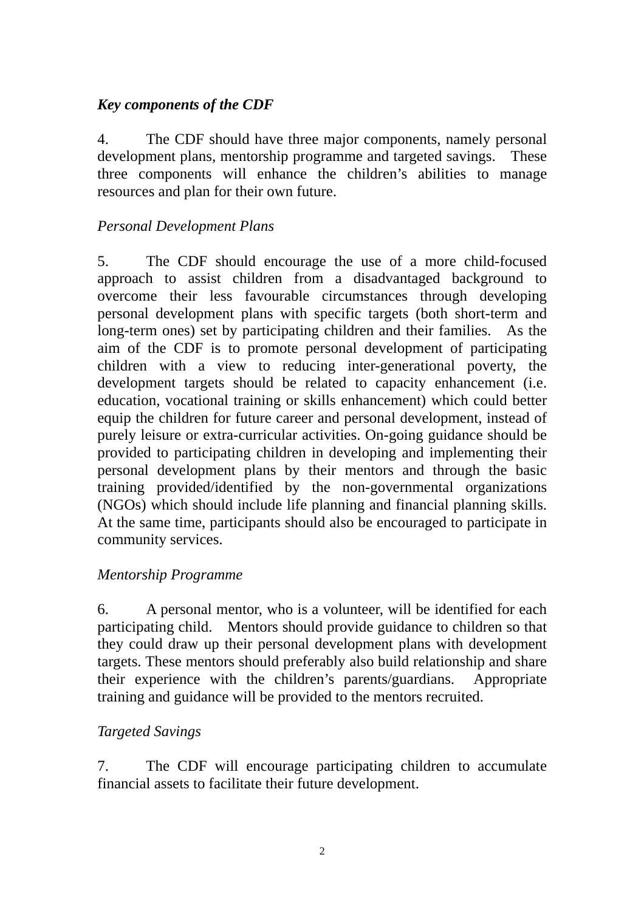***Key components of the CDF***

4. The CDF should have three major components, namely personal development plans, mentorship programme and targeted savings. These three components will enhance the children's abilities to manage resources and plan for their own future.

*Personal Development Plans*

5. The CDF should encourage the use of a more child-focused approach to assist children from a disadvantaged background to overcome their less favourable circumstances through developing personal development plans with specific targets (both short-term and long-term ones) set by participating children and their families. As the aim of the CDF is to promote personal development of participating children with a view to reducing inter-generational poverty, the development targets should be related to capacity enhancement (i.e. education, vocational training or skills enhancement) which could better equip the children for future career and personal development, instead of purely leisure or extra-curricular activities. On-going guidance should be provided to participating children in developing and implementing their personal development plans by their mentors and through the basic training provided/identified by the non-governmental organizations (NGOs) which should include life planning and financial planning skills. At the same time, participants should also be encouraged to participate in community services.

*Mentorship Programme*

6. A personal mentor, who is a volunteer, will be identified for each participating child. Mentors should provide guidance to children so that they could draw up their personal development plans with development targets. These mentors should preferably also build relationship and share their experience with the children's parents/guardians. Appropriate training and guidance will be provided to the mentors recruited.

*Targeted Savings*

7. The CDF will encourage participating children to accumulate financial assets to facilitate their future development.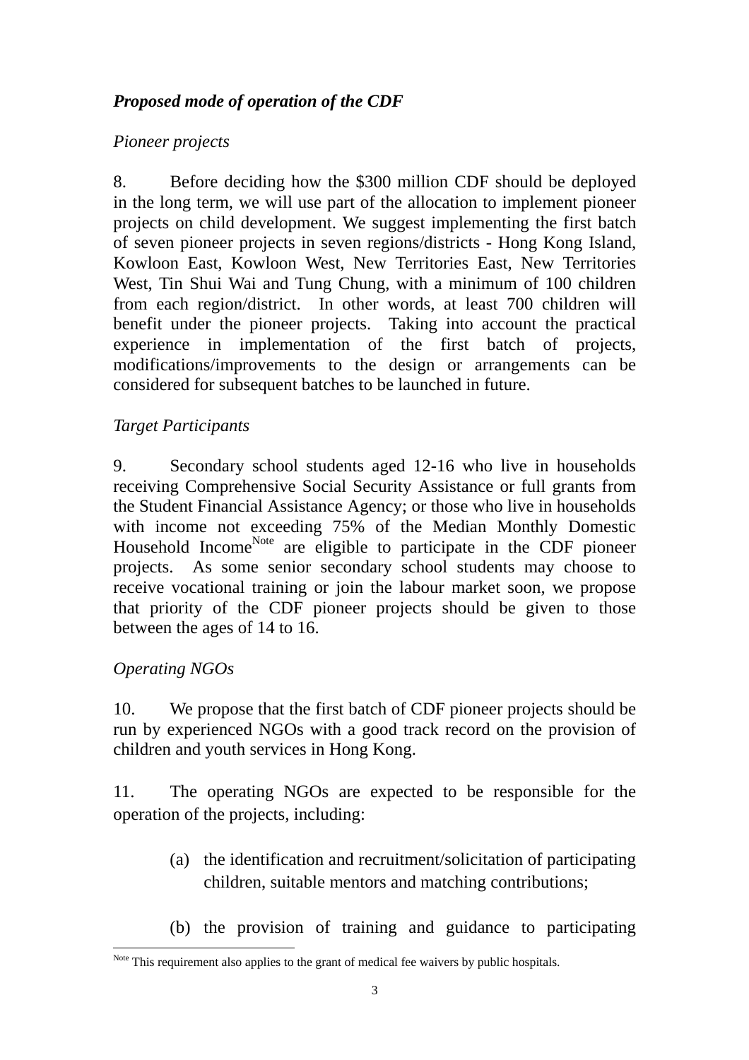***Proposed mode of operation of the CDF***

*Pioneer projects*

8. Before deciding how the $300 million CDF should be deployed in the long term, we will use part of the allocation to implement pioneer projects on child development. We suggest implementing the first batch of seven pioneer projects in seven regions/districts - Hong Kong Island, Kowloon East, Kowloon West, New Territories East, New Territories West, Tin Shui Wai and Tung Chung, with a minimum of 100 children from each region/district. In other words, at least 700 children will benefit under the pioneer projects. Taking into account the practical experience in implementation of the first batch of projects, modifications/improvements to the design or arrangements can be considered for subsequent batches to be launched in future.

*Target Participants*

9. Secondary school students aged 12-16 who live in households receiving Comprehensive Social Security Assistance or full grants from the Student Financial Assistance Agency; or those who live in households with income not exceeding 75% of the Median Monthly Domestic Household Income[Note] are eligible to participate in the CDF pioneer projects. As some senior secondary school students may choose to receive vocational training or join the labour market soon, we propose that priority of the CDF pioneer projects should be given to those between the ages of 14 to 16.

*Operating NGOs*

10. We propose that the first batch of CDF pioneer projects should be run by experienced NGOs with a good track record on the provision of children and youth services in Hong Kong.

11. The operating NGOs are expected to be responsible for the operation of the projects, including:

(a) the identification and recruitment/solicitation of participating children, suitable mentors and matching contributions;

(b) the provision of training and guidance to participating

[Note] This requirement also applies to the grant of medical fee waivers by public hospitals.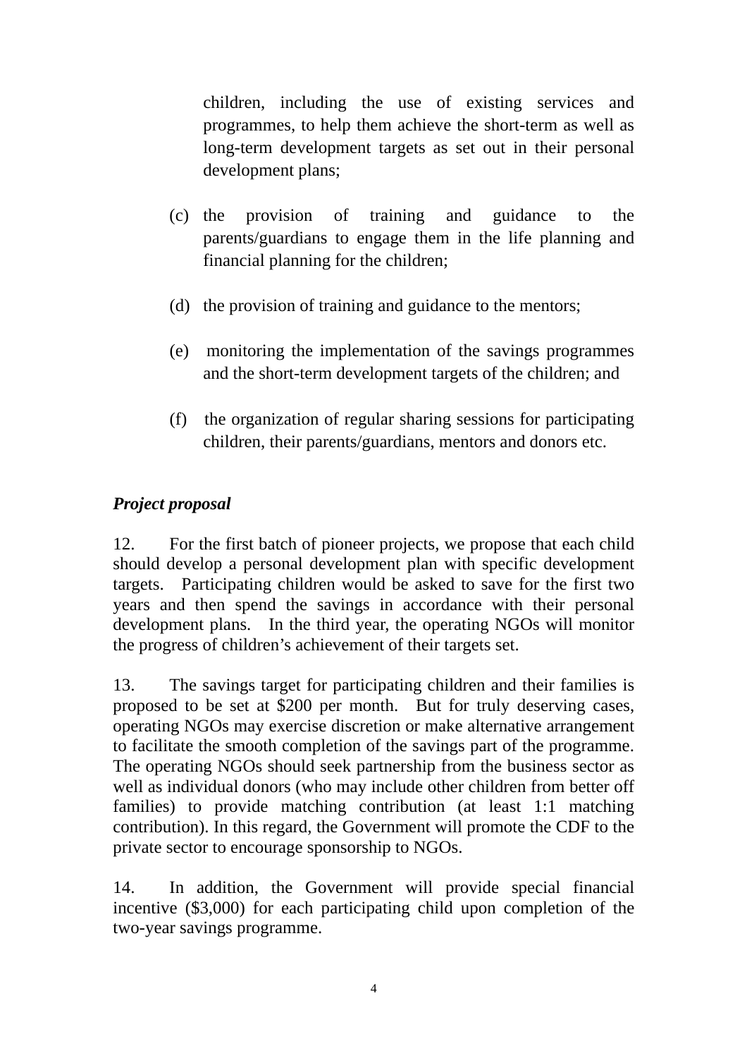children, including the use of existing services and programmes, to help them achieve the short-term as well as long-term development targets as set out in their personal development plans;

(c) the provision of training and guidance to the parents/guardians to engage them in the life planning and financial planning for the children;

(d) the provision of training and guidance to the mentors;

(e) monitoring the implementation of the savings programmes and the short-term development targets of the children; and

(f) the organization of regular sharing sessions for participating children, their parents/guardians, mentors and donors etc.

***Project proposal***

12. For the first batch of pioneer projects, we propose that each child should develop a personal development plan with specific development targets. Participating children would be asked to save for the first two years and then spend the savings in accordance with their personal development plans. In the third year, the operating NGOs will monitor the progress of children's achievement of their targets set.

13. The savings target for participating children and their families is proposed to be set at $200 per month. But for truly deserving cases, operating NGOs may exercise discretion or make alternative arrangement to facilitate the smooth completion of the savings part of the programme. The operating NGOs should seek partnership from the business sector as well as individual donors (who may include other children from better off families) to provide matching contribution (at least 1:1 matching contribution). In this regard, the Government will promote the CDF to the private sector to encourage sponsorship to NGOs.

14. In addition, the Government will provide special financial incentive ($3,000) for each participating child upon completion of the two-year savings programme.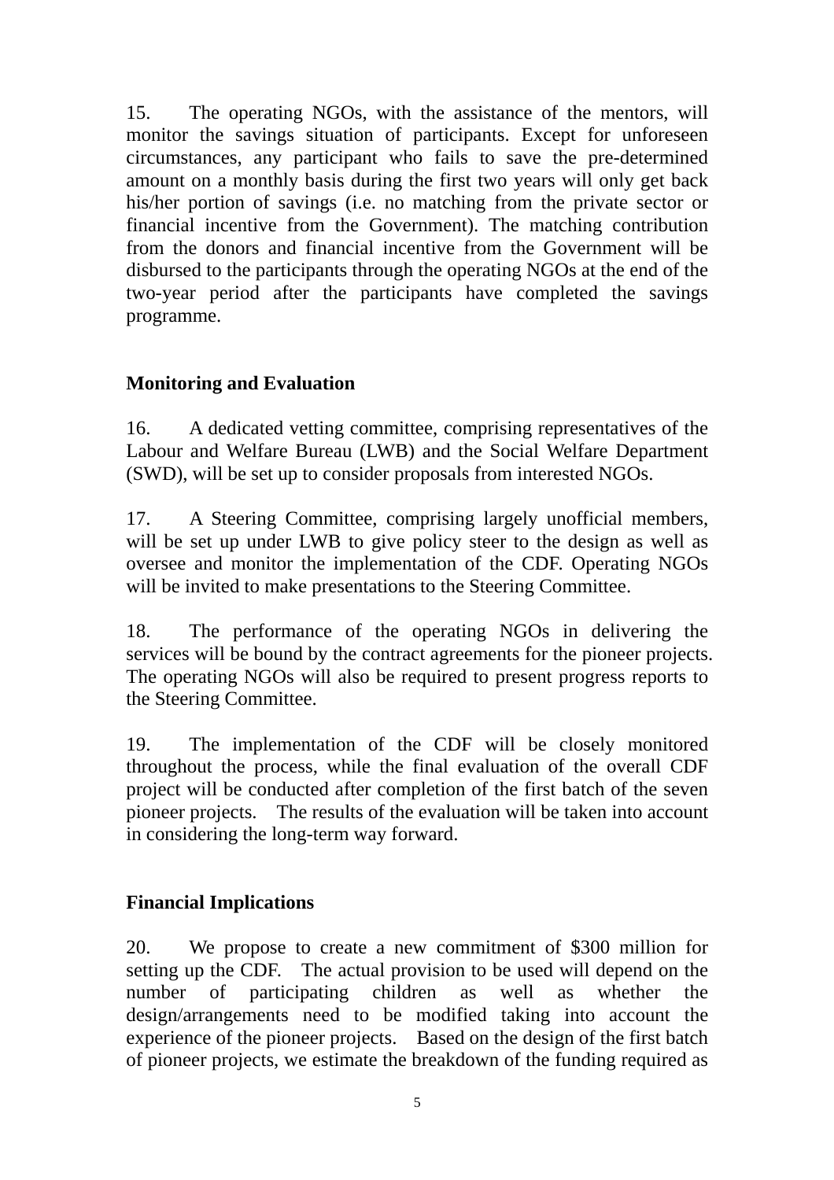15. The operating NGOs, with the assistance of the mentors, will monitor the savings situation of participants. Except for unforeseen circumstances, any participant who fails to save the pre-determined amount on a monthly basis during the first two years will only get back his/her portion of savings (i.e. no matching from the private sector or financial incentive from the Government). The matching contribution from the donors and financial incentive from the Government will be disbursed to the participants through the operating NGOs at the end of the two-year period after the participants have completed the savings programme.

**Monitoring and Evaluation**

16. A dedicated vetting committee, comprising representatives of the Labour and Welfare Bureau (LWB) and the Social Welfare Department (SWD), will be set up to consider proposals from interested NGOs.

17. A Steering Committee, comprising largely unofficial members, will be set up under LWB to give policy steer to the design as well as oversee and monitor the implementation of the CDF. Operating NGOs will be invited to make presentations to the Steering Committee.

18. The performance of the operating NGOs in delivering the services will be bound by the contract agreements for the pioneer projects. The operating NGOs will also be required to present progress reports to the Steering Committee.

19. The implementation of the CDF will be closely monitored throughout the process, while the final evaluation of the overall CDF project will be conducted after completion of the first batch of the seven pioneer projects. The results of the evaluation will be taken into account in considering the long-term way forward.

**Financial Implications**

20. We propose to create a new commitment of $300 million for setting up the CDF. The actual provision to be used will depend on the number of participating children as well as whether the design/arrangements need to be modified taking into account the experience of the pioneer projects. Based on the design of the first batch of pioneer projects, we estimate the breakdown of the funding required as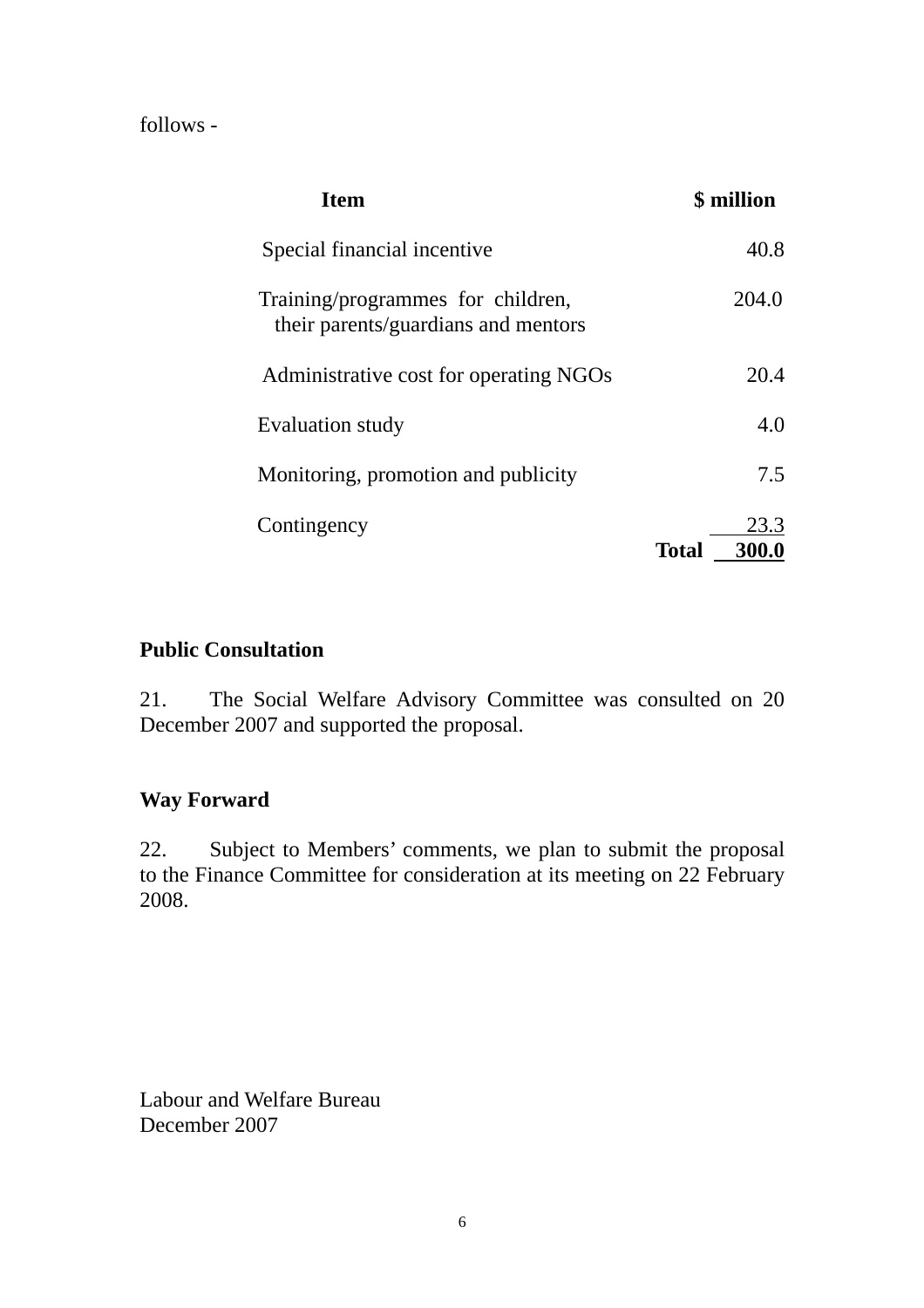follows -

| **Item** | **$ million** |
|---|---|
| Special financial incentive | 40.8 |
| Training/programmes for children, their parents/guardians and mentors | 204.0 |
| Administrative cost for operating NGOs | 20.4 |
| Evaluation study | 4.0 |
| Monitoring, promotion and publicity | 7.5 |
| Contingency | 23.3 |
| **Total** | **300.0** |

**Public Consultation**

21. The Social Welfare Advisory Committee was consulted on 20 December 2007 and supported the proposal.

**Way Forward**

22. Subject to Members' comments, we plan to submit the proposal to the Finance Committee for consideration at its meeting on 22 February 2008.

Labour and Welfare Bureau
December 2007